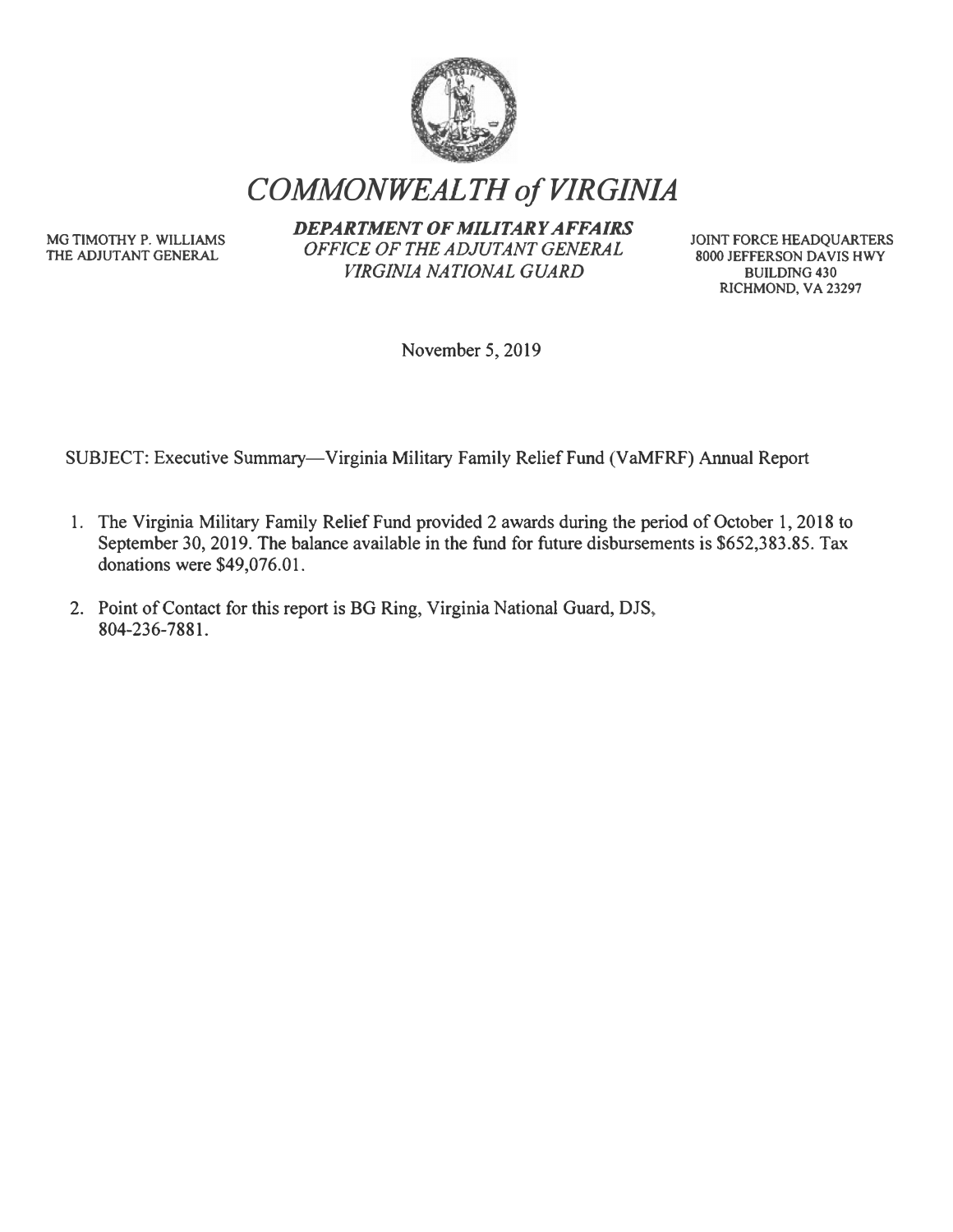# *COMMONWEALTH of VIRGINIA*

MG TIMOTHY P. WILLIAMS
THE ADJUTANT GENERAL

***DEPARTMENT OF MILITARY AFFAIRS***
*OFFICE OF THE ADJUTANT GENERAL*
*VIRGINIA NATIONAL GUARD*

JOINT FORCE HEADQUARTERS
8000 JEFFERSON DAVIS HWY
BUILDING 430
RICHMOND, VA 23297

November 5, 2019

SUBJECT: Executive Summary—Virginia Military Family Relief Fund (VaMFRF) Annual Report

1. The Virginia Military Family Relief Fund provided 2 awards during the period of October 1, 2018 to September 30, 2019. The balance available in the fund for future disbursements is $652,383.85. Tax donations were $49,076.01.

2. Point of Contact for this report is BG Ring, Virginia National Guard, DJS, 804-236-7881.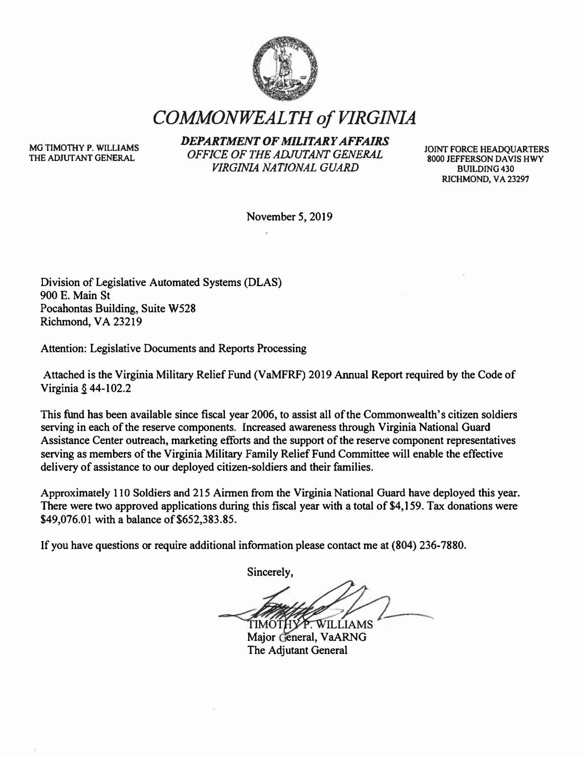# *COMMONWEALTH of VIRGINIA*

MG TIMOTHY P. WILLIAMS
THE ADJUTANT GENERAL

***DEPARTMENT OF MILITARY AFFAIRS***
*OFFICE OF THE ADJUTANT GENERAL*
*VIRGINIA NATIONAL GUARD*

JOINT FORCE HEADQUARTERS
8000 JEFFERSON DAVIS HWY
BUILDING 430
RICHMOND, VA 23297

November 5, 2019

Division of Legislative Automated Systems (DLAS)
900 E. Main St
Pocahontas Building, Suite W528
Richmond, VA 23219

Attention: Legislative Documents and Reports Processing

Attached is the Virginia Military Relief Fund (VaMFRF) 2019 Annual Report required by the Code of Virginia § 44-102.2

This fund has been available since fiscal year 2006, to assist all of the Commonwealth's citizen soldiers serving in each of the reserve components. Increased awareness through Virginia National Guard Assistance Center outreach, marketing efforts and the support of the reserve component representatives serving as members of the Virginia Military Family Relief Fund Committee will enable the effective delivery of assistance to our deployed citizen-soldiers and their families.

Approximately 110 Soldiers and 215 Airmen from the Virginia National Guard have deployed this year. There were two approved applications during this fiscal year with a total of $4,159. Tax donations were $49,076.01 with a balance of $652,383.85.

If you have questions or require additional information please contact me at (804) 236-7880.

Sincerely,

TIMOTHY P. WILLIAMS
Major General, VaARNG
The Adjutant General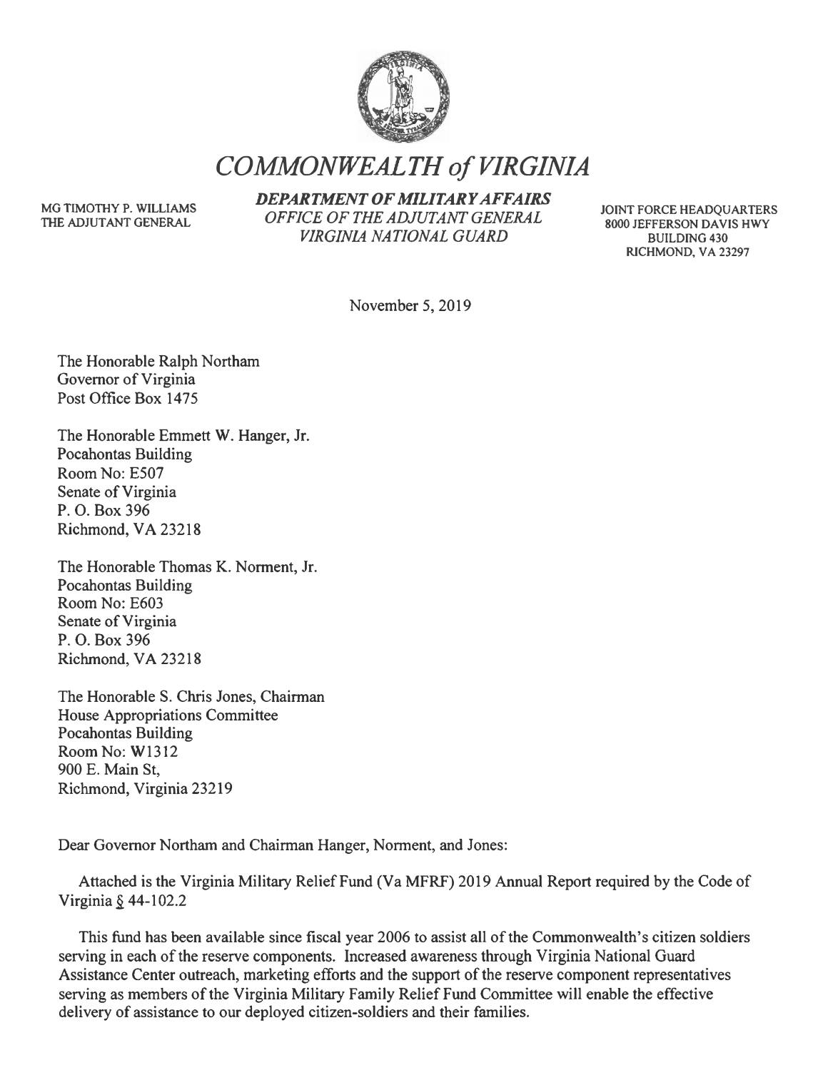# *COMMONWEALTH of VIRGINIA*

MG TIMOTHY P. WILLIAMS
THE ADJUTANT GENERAL

***DEPARTMENT OF MILITARY AFFAIRS***
*OFFICE OF THE ADJUTANT GENERAL*
*VIRGINIA NATIONAL GUARD*

JOINT FORCE HEADQUARTERS
8000 JEFFERSON DAVIS HWY
BUILDING 430
RICHMOND, VA 23297

November 5, 2019

The Honorable Ralph Northam
Governor of Virginia
Post Office Box 1475

The Honorable Emmett W. Hanger, Jr.
Pocahontas Building
Room No: E507
Senate of Virginia
P. O. Box 396
Richmond, VA 23218

The Honorable Thomas K. Norment, Jr.
Pocahontas Building
Room No: E603
Senate of Virginia
P. O. Box 396
Richmond, VA 23218

The Honorable S. Chris Jones, Chairman
House Appropriations Committee
Pocahontas Building
Room No: W1312
900 E. Main St,
Richmond, Virginia 23219

Dear Governor Northam and Chairman Hanger, Norment, and Jones:

Attached is the Virginia Military Relief Fund (Va MFRF) 2019 Annual Report required by the Code of Virginia § 44-102.2

This fund has been available since fiscal year 2006 to assist all of the Commonwealth's citizen soldiers serving in each of the reserve components. Increased awareness through Virginia National Guard Assistance Center outreach, marketing efforts and the support of the reserve component representatives serving as members of the Virginia Military Family Relief Fund Committee will enable the effective delivery of assistance to our deployed citizen-soldiers and their families.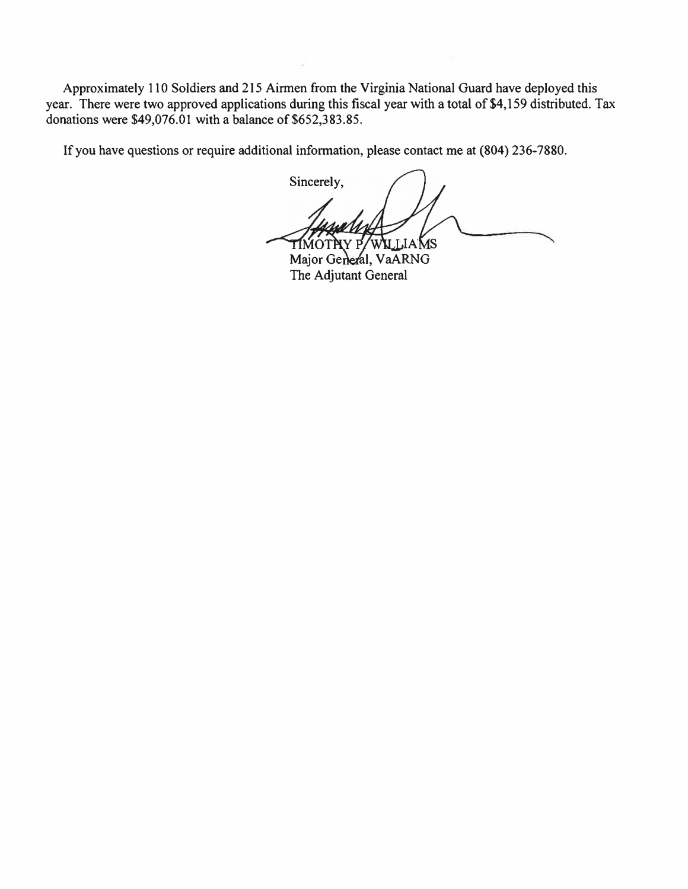Approximately 110 Soldiers and 215 Airmen from the Virginia National Guard have deployed this year. There were two approved applications during this fiscal year with a total of $4,159 distributed. Tax donations were $49,076.01 with a balance of $652,383.85.

If you have questions or require additional information, please contact me at (804) 236-7880.

Sincerely,

TIMOTHY P. WILLIAMS
Major General, VaARNG
The Adjutant General